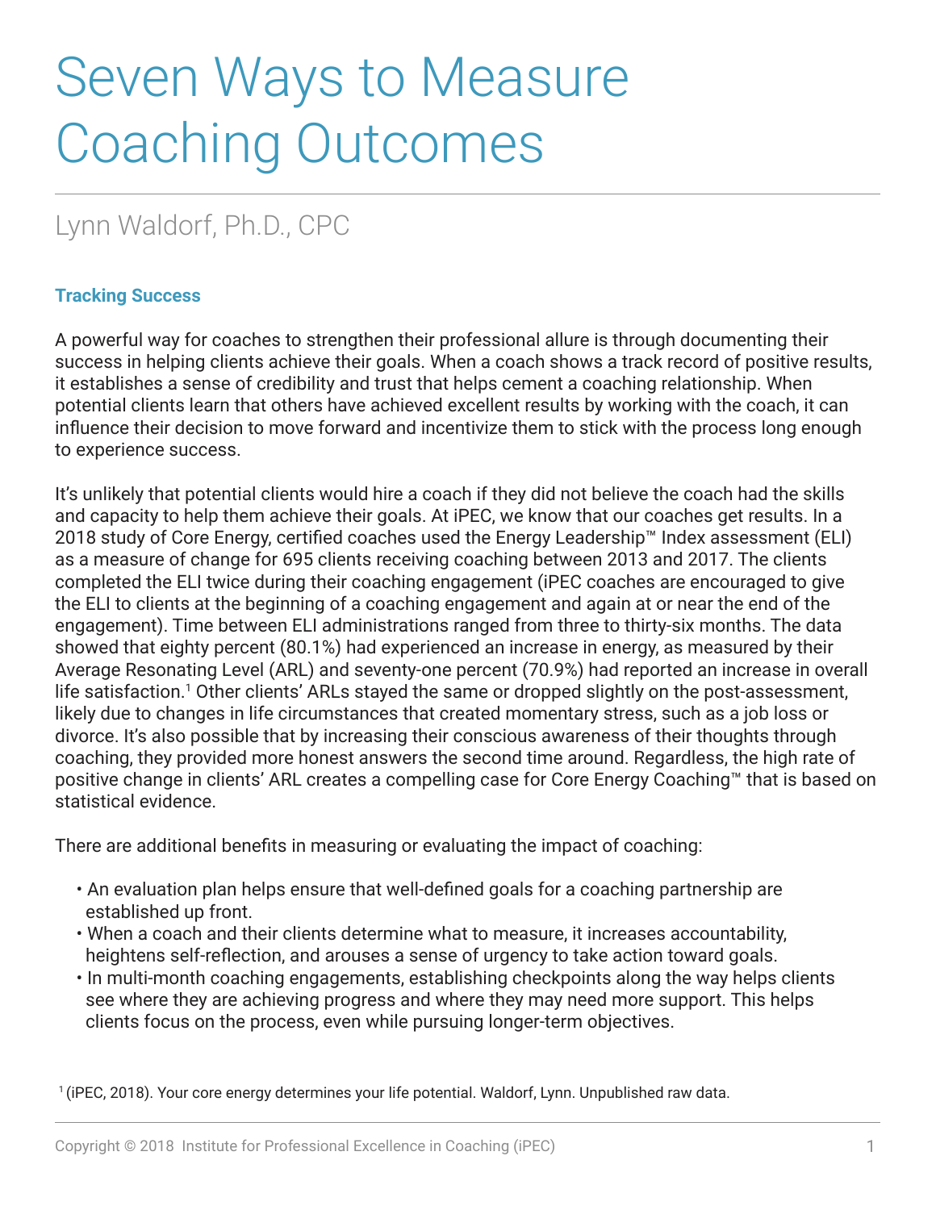# Seven Ways to Measure Coaching Outcomes

Lynn Waldorf, Ph.D., CPC

### Tracking Success

A powerful way for coaches to strengthen their professional allure is through documenting their success in helping clients achieve their goals. When a coach shows a track record of positive results, it establishes a sense of credibility and trust that helps cement a coaching relationship. When potential clients learn that others have achieved excellent results by working with the coach, it can influence their decision to move forward and incentivize them to stick with the process long enough to experience success.

It's unlikely that potential clients would hire a coach if they did not believe the coach had the skills and capacity to help them achieve their goals. At iPEC, we know that our coaches get results. In a 2018 study of Core Energy, certified coaches used the Energy Leadership™ Index assessment (ELI) as a measure of change for 695 clients receiving coaching between 2013 and 2017. The clients completed the ELI twice during their coaching engagement (iPEC coaches are encouraged to give the ELI to clients at the beginning of a coaching engagement and again at or near the end of the engagement). Time between ELI administrations ranged from three to thirty-six months. The data showed that eighty percent (80.1%) had experienced an increase in energy, as measured by their Average Resonating Level (ARL) and seventy-one percent (70.9%) had reported an increase in overall life satisfaction.[1] Other clients' ARLs stayed the same or dropped slightly on the post-assessment, likely due to changes in life circumstances that created momentary stress, such as a job loss or divorce. It's also possible that by increasing their conscious awareness of their thoughts through coaching, they provided more honest answers the second time around. Regardless, the high rate of positive change in clients' ARL creates a compelling case for Core Energy Coaching™ that is based on statistical evidence.

There are additional benefits in measuring or evaluating the impact of coaching:

- An evaluation plan helps ensure that well-defined goals for a coaching partnership are established up front.
- When a coach and their clients determine what to measure, it increases accountability, heightens self-reflection, and arouses a sense of urgency to take action toward goals.
- In multi-month coaching engagements, establishing checkpoints along the way helps clients see where they are achieving progress and where they may need more support. This helps clients focus on the process, even while pursuing longer-term objectives.

[1] (iPEC, 2018). Your core energy determines your life potential. Waldorf, Lynn. Unpublished raw data.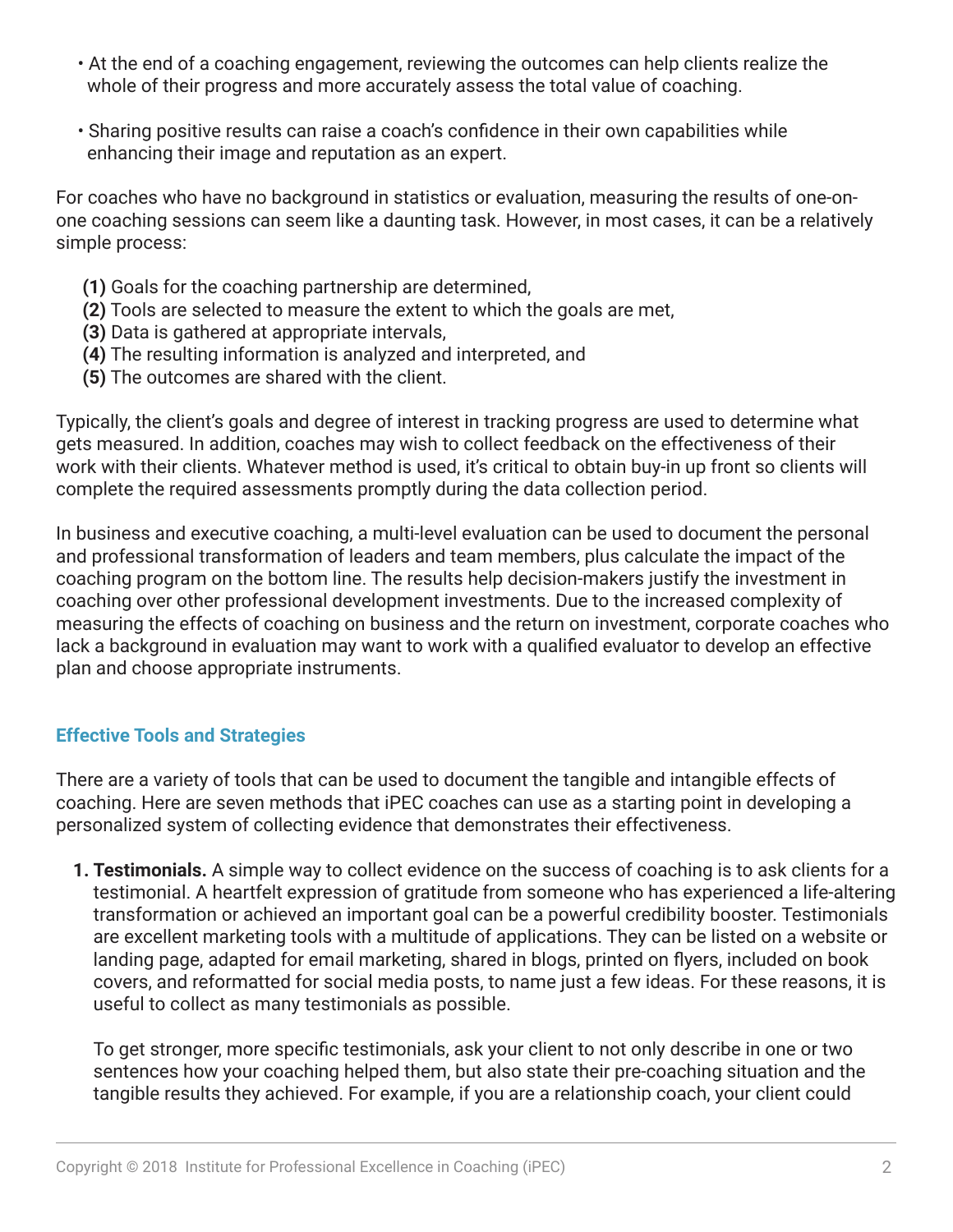- At the end of a coaching engagement, reviewing the outcomes can help clients realize the whole of their progress and more accurately assess the total value of coaching.
- Sharing positive results can raise a coach's confidence in their own capabilities while enhancing their image and reputation as an expert.

For coaches who have no background in statistics or evaluation, measuring the results of one-on-one coaching sessions can seem like a daunting task. However, in most cases, it can be a relatively simple process:

**(1)** Goals for the coaching partnership are determined,
**(2)** Tools are selected to measure the extent to which the goals are met,
**(3)** Data is gathered at appropriate intervals,
**(4)** The resulting information is analyzed and interpreted, and
**(5)** The outcomes are shared with the client.

Typically, the client's goals and degree of interest in tracking progress are used to determine what gets measured. In addition, coaches may wish to collect feedback on the effectiveness of their work with their clients. Whatever method is used, it's critical to obtain buy-in up front so clients will complete the required assessments promptly during the data collection period.

In business and executive coaching, a multi-level evaluation can be used to document the personal and professional transformation of leaders and team members, plus calculate the impact of the coaching program on the bottom line. The results help decision-makers justify the investment in coaching over other professional development investments. Due to the increased complexity of measuring the effects of coaching on business and the return on investment, corporate coaches who lack a background in evaluation may want to work with a qualified evaluator to develop an effective plan and choose appropriate instruments.

## Effective Tools and Strategies

There are a variety of tools that can be used to document the tangible and intangible effects of coaching. Here are seven methods that iPEC coaches can use as a starting point in developing a personalized system of collecting evidence that demonstrates their effectiveness.

1. **Testimonials.** A simple way to collect evidence on the success of coaching is to ask clients for a testimonial. A heartfelt expression of gratitude from someone who has experienced a life-altering transformation or achieved an important goal can be a powerful credibility booster. Testimonials are excellent marketing tools with a multitude of applications. They can be listed on a website or landing page, adapted for email marketing, shared in blogs, printed on flyers, included on book covers, and reformatted for social media posts, to name just a few ideas. For these reasons, it is useful to collect as many testimonials as possible.

   To get stronger, more specific testimonials, ask your client to not only describe in one or two sentences how your coaching helped them, but also state their pre-coaching situation and the tangible results they achieved. For example, if you are a relationship coach, your client could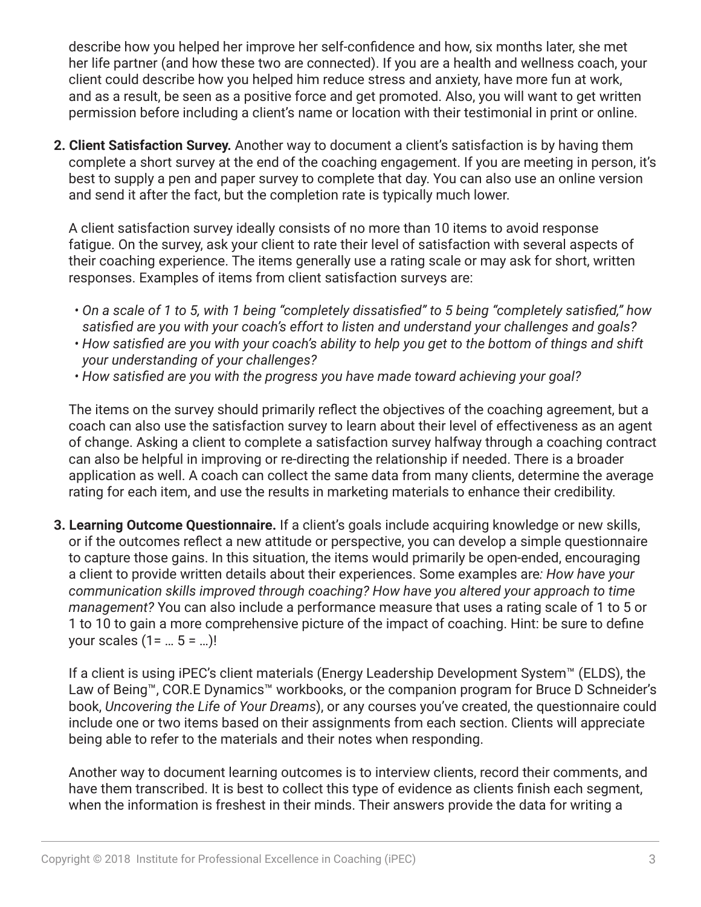describe how you helped her improve her self-confidence and how, six months later, she met her life partner (and how these two are connected). If you are a health and wellness coach, your client could describe how you helped him reduce stress and anxiety, have more fun at work, and as a result, be seen as a positive force and get promoted. Also, you will want to get written permission before including a client's name or location with their testimonial in print or online.

2. **Client Satisfaction Survey.** Another way to document a client's satisfaction is by having them complete a short survey at the end of the coaching engagement. If you are meeting in person, it's best to supply a pen and paper survey to complete that day. You can also use an online version and send it after the fact, but the completion rate is typically much lower.

   A client satisfaction survey ideally consists of no more than 10 items to avoid response fatigue. On the survey, ask your client to rate their level of satisfaction with several aspects of their coaching experience. The items generally use a rating scale or may ask for short, written responses. Examples of items from client satisfaction surveys are:

   - *On a scale of 1 to 5, with 1 being "completely dissatisfied" to 5 being "completely satisfied," how satisfied are you with your coach's effort to listen and understand your challenges and goals?*
   - *How satisfied are you with your coach's ability to help you get to the bottom of things and shift your understanding of your challenges?*
   - *How satisfied are you with the progress you have made toward achieving your goal?*

   The items on the survey should primarily reflect the objectives of the coaching agreement, but a coach can also use the satisfaction survey to learn about their level of effectiveness as an agent of change. Asking a client to complete a satisfaction survey halfway through a coaching contract can also be helpful in improving or re-directing the relationship if needed. There is a broader application as well. A coach can collect the same data from many clients, determine the average rating for each item, and use the results in marketing materials to enhance their credibility.

3. **Learning Outcome Questionnaire.** If a client's goals include acquiring knowledge or new skills, or if the outcomes reflect a new attitude or perspective, you can develop a simple questionnaire to capture those gains. In this situation, the items would primarily be open-ended, encouraging a client to provide written details about their experiences. Some examples are*: How have your communication skills improved through coaching? How have you altered your approach to time management?* You can also include a performance measure that uses a rating scale of 1 to 5 or 1 to 10 to gain a more comprehensive picture of the impact of coaching. Hint: be sure to define your scales (1= … 5 = …)!

   If a client is using iPEC's client materials (Energy Leadership Development System™ (ELDS), the Law of Being™, COR.E Dynamics™ workbooks, or the companion program for Bruce D Schneider's book, *Uncovering the Life of Your Dreams*), or any courses you've created, the questionnaire could include one or two items based on their assignments from each section. Clients will appreciate being able to refer to the materials and their notes when responding.

   Another way to document learning outcomes is to interview clients, record their comments, and have them transcribed. It is best to collect this type of evidence as clients finish each segment, when the information is freshest in their minds. Their answers provide the data for writing a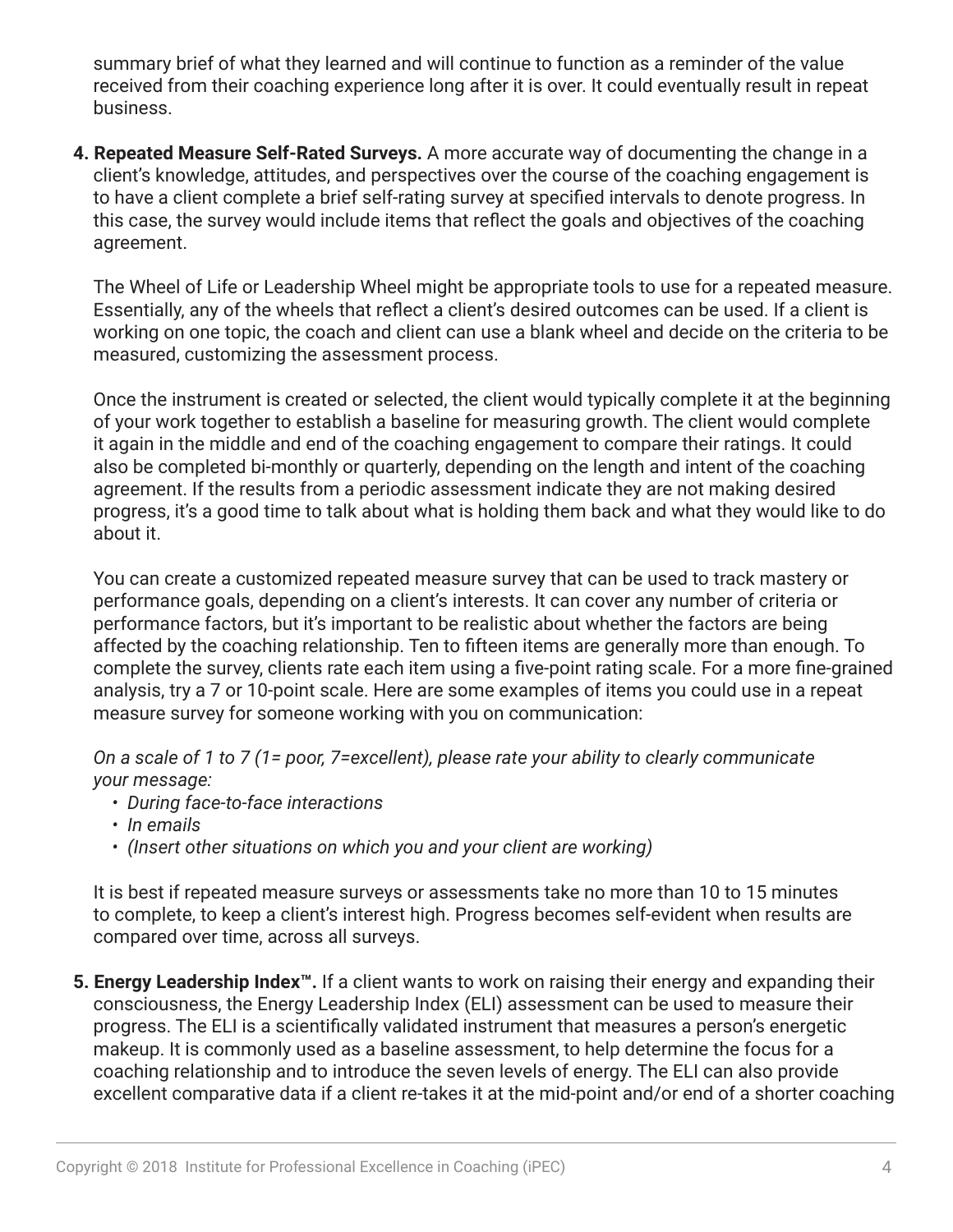summary brief of what they learned and will continue to function as a reminder of the value received from their coaching experience long after it is over. It could eventually result in repeat business.

4. **Repeated Measure Self-Rated Surveys.** A more accurate way of documenting the change in a client's knowledge, attitudes, and perspectives over the course of the coaching engagement is to have a client complete a brief self-rating survey at specified intervals to denote progress. In this case, the survey would include items that reflect the goals and objectives of the coaching agreement.

   The Wheel of Life or Leadership Wheel might be appropriate tools to use for a repeated measure. Essentially, any of the wheels that reflect a client's desired outcomes can be used. If a client is working on one topic, the coach and client can use a blank wheel and decide on the criteria to be measured, customizing the assessment process.

   Once the instrument is created or selected, the client would typically complete it at the beginning of your work together to establish a baseline for measuring growth. The client would complete it again in the middle and end of the coaching engagement to compare their ratings. It could also be completed bi-monthly or quarterly, depending on the length and intent of the coaching agreement. If the results from a periodic assessment indicate they are not making desired progress, it's a good time to talk about what is holding them back and what they would like to do about it.

   You can create a customized repeated measure survey that can be used to track mastery or performance goals, depending on a client's interests. It can cover any number of criteria or performance factors, but it's important to be realistic about whether the factors are being affected by the coaching relationship. Ten to fifteen items are generally more than enough. To complete the survey, clients rate each item using a five-point rating scale. For a more fine-grained analysis, try a 7 or 10-point scale. Here are some examples of items you could use in a repeat measure survey for someone working with you on communication:

   *On a scale of 1 to 7 (1= poor, 7=excellent), please rate your ability to clearly communicate your message:*
   - *During face-to-face interactions*
   - *In emails*
   - *(Insert other situations on which you and your client are working)*

   It is best if repeated measure surveys or assessments take no more than 10 to 15 minutes to complete, to keep a client's interest high. Progress becomes self-evident when results are compared over time, across all surveys.

5. **Energy Leadership Index™.** If a client wants to work on raising their energy and expanding their consciousness, the Energy Leadership Index (ELI) assessment can be used to measure their progress. The ELI is a scientifically validated instrument that measures a person's energetic makeup. It is commonly used as a baseline assessment, to help determine the focus for a coaching relationship and to introduce the seven levels of energy. The ELI can also provide excellent comparative data if a client re-takes it at the mid-point and/or end of a shorter coaching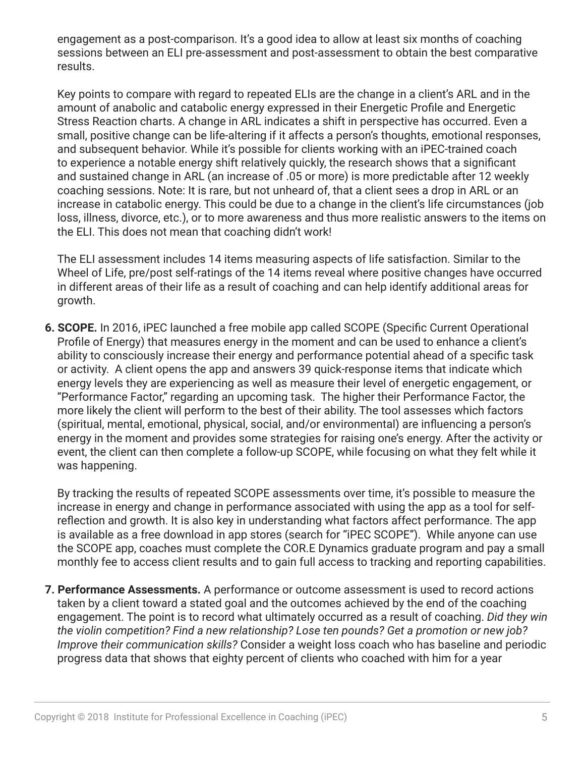engagement as a post-comparison. It's a good idea to allow at least six months of coaching sessions between an ELI pre-assessment and post-assessment to obtain the best comparative results.

Key points to compare with regard to repeated ELIs are the change in a client's ARL and in the amount of anabolic and catabolic energy expressed in their Energetic Profile and Energetic Stress Reaction charts. A change in ARL indicates a shift in perspective has occurred. Even a small, positive change can be life-altering if it affects a person's thoughts, emotional responses, and subsequent behavior. While it's possible for clients working with an iPEC-trained coach to experience a notable energy shift relatively quickly, the research shows that a significant and sustained change in ARL (an increase of .05 or more) is more predictable after 12 weekly coaching sessions. Note: It is rare, but not unheard of, that a client sees a drop in ARL or an increase in catabolic energy. This could be due to a change in the client's life circumstances (job loss, illness, divorce, etc.), or to more awareness and thus more realistic answers to the items on the ELI. This does not mean that coaching didn't work!

The ELI assessment includes 14 items measuring aspects of life satisfaction. Similar to the Wheel of Life, pre/post self-ratings of the 14 items reveal where positive changes have occurred in different areas of their life as a result of coaching and can help identify additional areas for growth.

6. **SCOPE.** In 2016, iPEC launched a free mobile app called SCOPE (Specific Current Operational Profile of Energy) that measures energy in the moment and can be used to enhance a client's ability to consciously increase their energy and performance potential ahead of a specific task or activity. A client opens the app and answers 39 quick-response items that indicate which energy levels they are experiencing as well as measure their level of energetic engagement, or "Performance Factor," regarding an upcoming task. The higher their Performance Factor, the more likely the client will perform to the best of their ability. The tool assesses which factors (spiritual, mental, emotional, physical, social, and/or environmental) are influencing a person's energy in the moment and provides some strategies for raising one's energy. After the activity or event, the client can then complete a follow-up SCOPE, while focusing on what they felt while it was happening.

   By tracking the results of repeated SCOPE assessments over time, it's possible to measure the increase in energy and change in performance associated with using the app as a tool for self-reflection and growth. It is also key in understanding what factors affect performance. The app is available as a free download in app stores (search for "iPEC SCOPE"). While anyone can use the SCOPE app, coaches must complete the COR.E Dynamics graduate program and pay a small monthly fee to access client results and to gain full access to tracking and reporting capabilities.

7. **Performance Assessments.** A performance or outcome assessment is used to record actions taken by a client toward a stated goal and the outcomes achieved by the end of the coaching engagement. The point is to record what ultimately occurred as a result of coaching. *Did they win the violin competition? Find a new relationship? Lose ten pounds? Get a promotion or new job? Improve their communication skills?* Consider a weight loss coach who has baseline and periodic progress data that shows that eighty percent of clients who coached with him for a year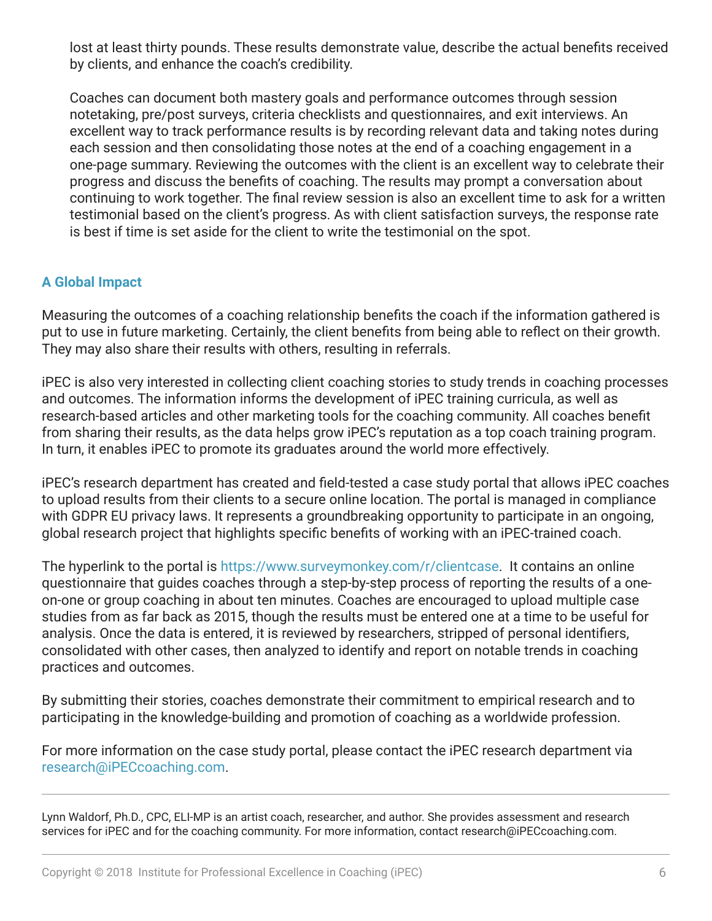lost at least thirty pounds. These results demonstrate value, describe the actual benefits received by clients, and enhance the coach's credibility.

Coaches can document both mastery goals and performance outcomes through session notetaking, pre/post surveys, criteria checklists and questionnaires, and exit interviews. An excellent way to track performance results is by recording relevant data and taking notes during each session and then consolidating those notes at the end of a coaching engagement in a one-page summary. Reviewing the outcomes with the client is an excellent way to celebrate their progress and discuss the benefits of coaching. The results may prompt a conversation about continuing to work together. The final review session is also an excellent time to ask for a written testimonial based on the client's progress. As with client satisfaction surveys, the response rate is best if time is set aside for the client to write the testimonial on the spot.

## A Global Impact

Measuring the outcomes of a coaching relationship benefits the coach if the information gathered is put to use in future marketing. Certainly, the client benefits from being able to reflect on their growth. They may also share their results with others, resulting in referrals.

iPEC is also very interested in collecting client coaching stories to study trends in coaching processes and outcomes. The information informs the development of iPEC training curricula, as well as research-based articles and other marketing tools for the coaching community. All coaches benefit from sharing their results, as the data helps grow iPEC's reputation as a top coach training program. In turn, it enables iPEC to promote its graduates around the world more effectively.

iPEC's research department has created and field-tested a case study portal that allows iPEC coaches to upload results from their clients to a secure online location. The portal is managed in compliance with GDPR EU privacy laws. It represents a groundbreaking opportunity to participate in an ongoing, global research project that highlights specific benefits of working with an iPEC-trained coach.

The hyperlink to the portal is https://www.surveymonkey.com/r/clientcase. It contains an online questionnaire that guides coaches through a step-by-step process of reporting the results of a one-on-one or group coaching in about ten minutes. Coaches are encouraged to upload multiple case studies from as far back as 2015, though the results must be entered one at a time to be useful for analysis. Once the data is entered, it is reviewed by researchers, stripped of personal identifiers, consolidated with other cases, then analyzed to identify and report on notable trends in coaching practices and outcomes.

By submitting their stories, coaches demonstrate their commitment to empirical research and to participating in the knowledge-building and promotion of coaching as a worldwide profession.

For more information on the case study portal, please contact the iPEC research department via research@iPECcoaching.com.

---

Lynn Waldorf, Ph.D., CPC, ELI-MP is an artist coach, researcher, and author. She provides assessment and research services for iPEC and for the coaching community. For more information, contact research@iPECcoaching.com.

---

Copyright © 2018 Institute for Professional Excellence in Coaching (iPEC)